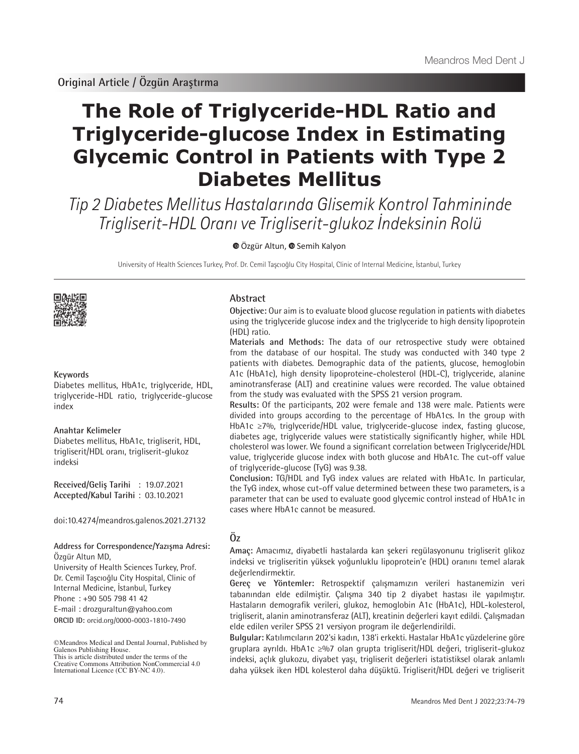**Original Article / Özgün Araştırma**

# The Role of Triglyceride-HDL Ratio and Triglyceride-glucose Index in Estimating Glycemic Control in Patients with Type 2 Diabetes Mellitus

*Tip 2 Diabetes Mellitus Hastalarında Glisemik Kontrol Tahmininde Trigliserit-HDL Oranı ve Trigliserit-glukoz İndeksinin Rolü*

Özgür Altun, Semih Kalyon

University of Health Sciences Turkey, Prof. Dr. Cemil Taşcıoğlu City Hospital, Clinic of Internal Medicine, İstanbul, Turkey

## Abstract

**Objective:** Our aim is to evaluate blood glucose regulation in patients with diabetes using the triglyceride glucose index and the triglyceride to high density lipoprotein (HDL) ratio.

**Materials and Methods:** The data of our retrospective study were obtained from the database of our hospital. The study was conducted with 340 type 2 patients with diabetes. Demographic data of the patients, glucose, hemoglobin A1c (HbA1c), high density lipoproteine-cholesterol (HDL-C), triglyceride, alanine aminotransferase (ALT) and creatinine values were recorded. The value obtained from the study was evaluated with the SPSS 21 version program.

**Results:** Of the participants, 202 were female and 138 were male. Patients were divided into groups according to the percentage of HbA1cs. In the group with HbA1c ≥7%, triglyceride/HDL value, triglyceride-glucose index, fasting glucose, diabetes age, triglyceride values were statistically significantly higher, while HDL cholesterol was lower. We found a significant correlation between Triglyceride/HDL value, triglyceride glucose index with both glucose and HbA1c. The cut-off value of triglyceride-glucose (TyG) was 9.38.

**Conclusion:** TG/HDL and TyG index values are related with HbA1c. In particular, the TyG index, whose cut-off value determined between these two parameters, is a parameter that can be used to evaluate good glycemic control instead of HbA1c in cases where HbA1c cannot be measured.

**Keywords**

Diabetes mellitus, HbA1c, triglyceride, HDL, triglyceride-HDL ratio, triglyceride-glucose index

**Anahtar Kelimeler**

Diabetes mellitus, HbA1c, trigliserit, HDL, trigliserit/HDL oranı, trigliserit-glukoz indeksi

**Received/Geliş Tarihi** : 19.07.2021
**Accepted/Kabul Tarihi** : 03.10.2021

doi:10.4274/meandros.galenos.2021.27132

**Address for Correspondence/Yazışma Adresi:**
Özgür Altun MD,
University of Health Sciences Turkey, Prof. Dr. Cemil Taşcıoğlu City Hospital, Clinic of Internal Medicine, İstanbul, Turkey
Phone : +90 505 798 41 42
E-mail : drozguraltun@yahoo.com
**ORCID ID:** orcid.org/0000-0003-1810-7490

©Meandros Medical and Dental Journal, Published by Galenos Publishing House.
This is article distributed under the terms of the Creative Commons Attribution NonCommercial 4.0 International Licence (CC BY-NC 4.0).

## Öz

**Amaç:** Amacımız, diyabetli hastalarda kan şekeri regülasyonunu trigliserit glikoz indeksi ve trigliseritin yüksek yoğunluklu lipoprotein'e (HDL) oranını temel alarak değerlendirmektir.

**Gereç ve Yöntemler:** Retrospektif çalışmamızın verileri hastanemizin veri tabanından elde edilmiştir. Çalışma 340 tip 2 diyabet hastası ile yapılmıştır. Hastaların demografik verileri, glukoz, hemoglobin A1c (HbA1c), HDL-kolesterol, trigliserit, alanin aminotransferaz (ALT), kreatinin değerleri kayıt edildi. Çalışmadan elde edilen veriler SPSS 21 versiyon program ile değerlendirildi.

**Bulgular:** Katılımcıların 202'si kadın, 138'i erkekti. Hastalar HbA1c yüzdelerine göre gruplara ayrıldı. HbA1c ≥%7 olan grupta trigliserit/HDL değeri, trigliserit-glukoz indeksi, açlık glukozu, diyabet yaşı, trigliserit değerleri istatistiksel olarak anlamlı daha yüksek iken HDL kolesterol daha düşüktü. Trigliserit/HDL değeri ve trigliserit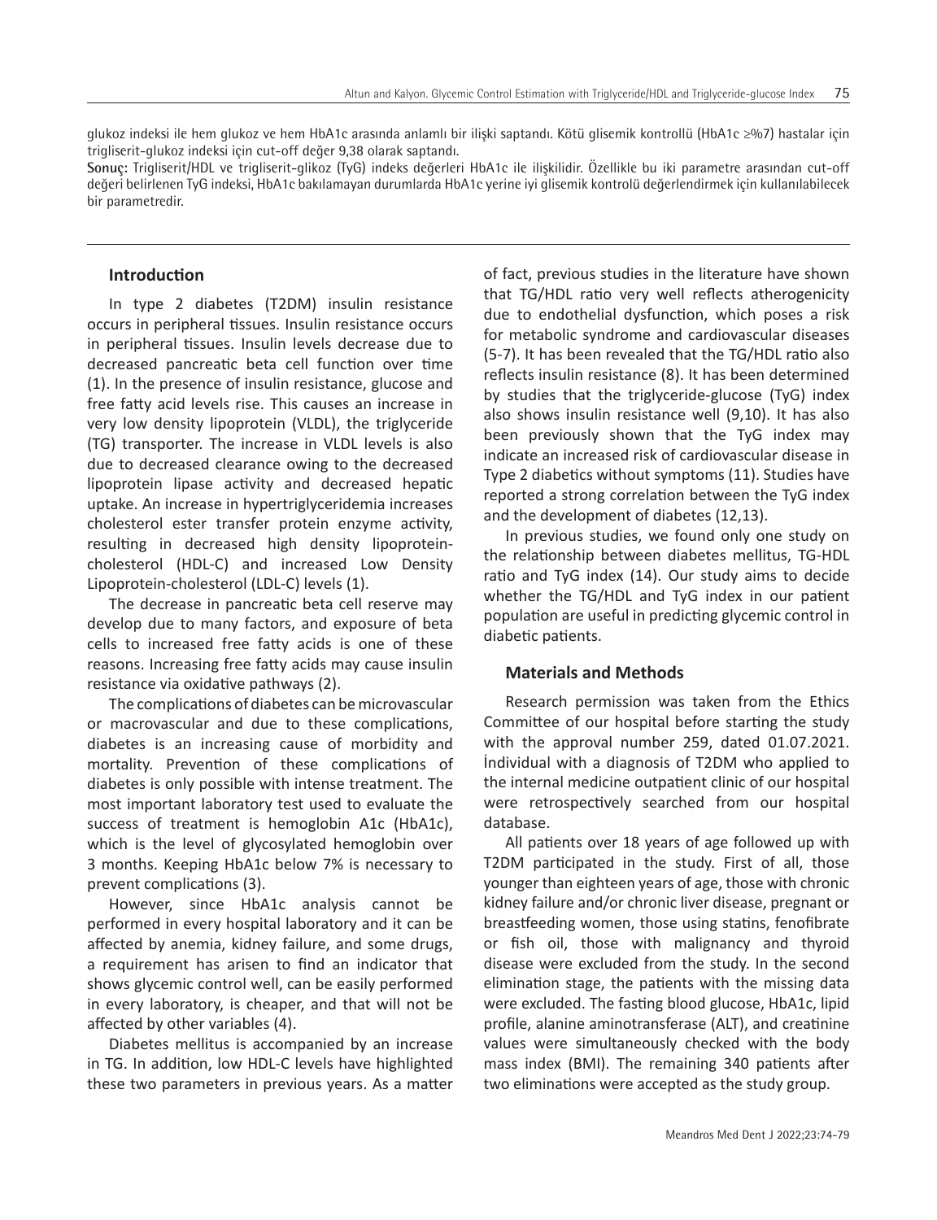glukoz indeksi ile hem glukoz ve hem HbA1c arasında anlamlı bir ilişki saptandı. Kötü glisemik kontrollü (HbA1c ≥%7) hastalar için trigliserit-glukoz indeksi için cut-off değer 9,38 olarak saptandı.

**Sonuç:** Trigliserit/HDL ve trigliserit-glikoz (TyG) indeks değerleri HbA1c ile ilişkilidir. Özellikle bu iki parametre arasından cut-off değeri belirlenen TyG indeksi, HbA1c bakılamayan durumlarda HbA1c yerine iyi glisemik kontrolü değerlendirmek için kullanılabilecek bir parametredir.

## Introduction

In type 2 diabetes (T2DM) insulin resistance occurs in peripheral tissues. Insulin resistance occurs in peripheral tissues. Insulin levels decrease due to decreased pancreatic beta cell function over time (1). In the presence of insulin resistance, glucose and free fatty acid levels rise. This causes an increase in very low density lipoprotein (VLDL), the triglyceride (TG) transporter. The increase in VLDL levels is also due to decreased clearance owing to the decreased lipoprotein lipase activity and decreased hepatic uptake. An increase in hypertriglyceridemia increases cholesterol ester transfer protein enzyme activity, resulting in decreased high density lipoprotein-cholesterol (HDL-C) and increased Low Density Lipoprotein-cholesterol (LDL-C) levels (1).

The decrease in pancreatic beta cell reserve may develop due to many factors, and exposure of beta cells to increased free fatty acids is one of these reasons. Increasing free fatty acids may cause insulin resistance via oxidative pathways (2).

The complications of diabetes can be microvascular or macrovascular and due to these complications, diabetes is an increasing cause of morbidity and mortality. Prevention of these complications of diabetes is only possible with intense treatment. The most important laboratory test used to evaluate the success of treatment is hemoglobin A1c (HbA1c), which is the level of glycosylated hemoglobin over 3 months. Keeping HbA1c below 7% is necessary to prevent complications (3).

However, since HbA1c analysis cannot be performed in every hospital laboratory and it can be affected by anemia, kidney failure, and some drugs, a requirement has arisen to find an indicator that shows glycemic control well, can be easily performed in every laboratory, is cheaper, and that will not be affected by other variables (4).

Diabetes mellitus is accompanied by an increase in TG. In addition, low HDL-C levels have highlighted these two parameters in previous years. As a matter of fact, previous studies in the literature have shown that TG/HDL ratio very well reflects atherogenicity due to endothelial dysfunction, which poses a risk for metabolic syndrome and cardiovascular diseases (5-7). It has been revealed that the TG/HDL ratio also reflects insulin resistance (8). It has been determined by studies that the triglyceride-glucose (TyG) index also shows insulin resistance well (9,10). It has also been previously shown that the TyG index may indicate an increased risk of cardiovascular disease in Type 2 diabetics without symptoms (11). Studies have reported a strong correlation between the TyG index and the development of diabetes (12,13).

In previous studies, we found only one study on the relationship between diabetes mellitus, TG-HDL ratio and TyG index (14). Our study aims to decide whether the TG/HDL and TyG index in our patient population are useful in predicting glycemic control in diabetic patients.

## Materials and Methods

Research permission was taken from the Ethics Committee of our hospital before starting the study with the approval number 259, dated 01.07.2021. İndividual with a diagnosis of T2DM who applied to the internal medicine outpatient clinic of our hospital were retrospectively searched from our hospital database.

All patients over 18 years of age followed up with T2DM participated in the study. First of all, those younger than eighteen years of age, those with chronic kidney failure and/or chronic liver disease, pregnant or breastfeeding women, those using statins, fenofibrate or fish oil, those with malignancy and thyroid disease were excluded from the study. In the second elimination stage, the patients with the missing data were excluded. The fasting blood glucose, HbA1c, lipid profile, alanine aminotransferase (ALT), and creatinine values were simultaneously checked with the body mass index (BMI). The remaining 340 patients after two eliminations were accepted as the study group.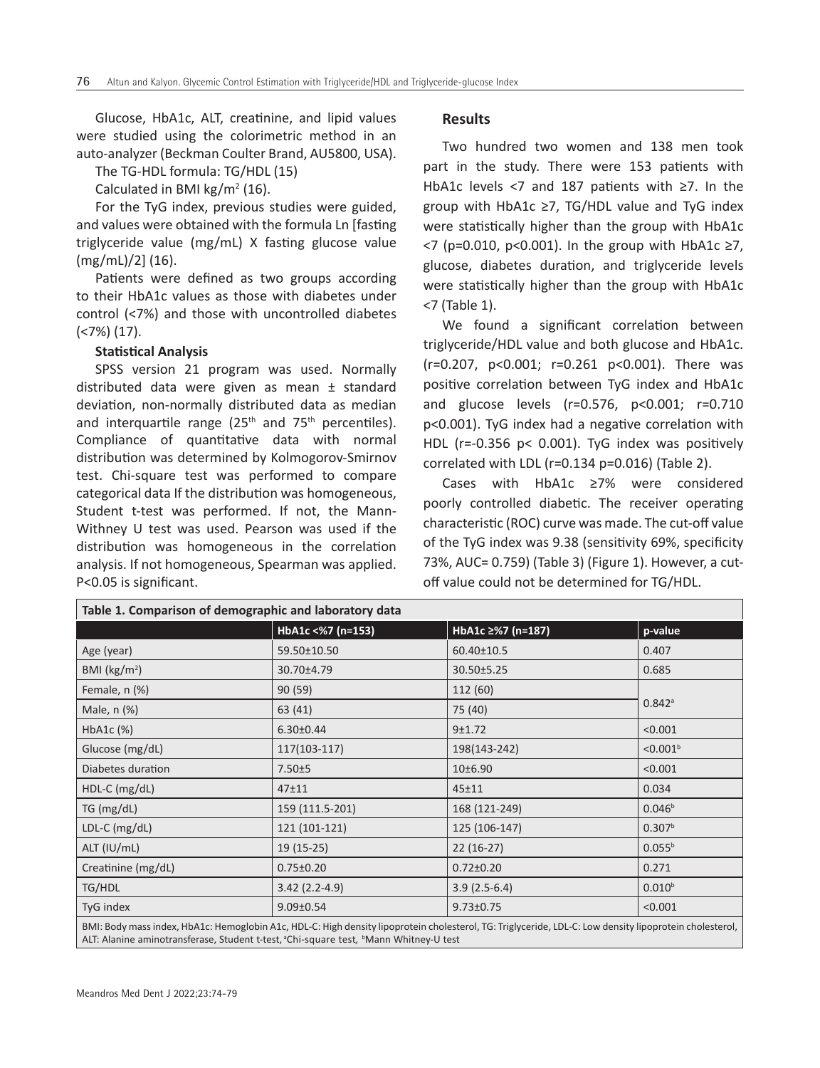Glucose, HbA1c, ALT, creatinine, and lipid values were studied using the colorimetric method in an auto-analyzer (Beckman Coulter Brand, AU5800, USA).

The TG-HDL formula: TG/HDL (15)

Calculated in BMI kg/m$^2$ (16).

For the TyG index, previous studies were guided, and values were obtained with the formula Ln [fasting triglyceride value (mg/mL) X fasting glucose value (mg/mL)/2] (16).

Patients were defined as two groups according to their HbA1c values as those with diabetes under control (<7%) and those with uncontrolled diabetes (<7%) (17).

**Statistical Analysis**

SPSS version 21 program was used. Normally distributed data were given as mean ± standard deviation, non-normally distributed data as median and interquartile range (25$^{th}$ and 75$^{th}$ percentiles). Compliance of quantitative data with normal distribution was determined by Kolmogorov-Smirnov test. Chi-square test was performed to compare categorical data If the distribution was homogeneous, Student t-test was performed. If not, the Mann-Withney U test was used. Pearson was used if the distribution was homogeneous in the correlation analysis. If not homogeneous, Spearman was applied. P<0.05 is significant.

## Results

Two hundred two women and 138 men took part in the study. There were 153 patients with HbA1c levels <7 and 187 patients with ≥7. In the group with HbA1c ≥7, TG/HDL value and TyG index were statistically higher than the group with HbA1c <7 (p=0.010, p<0.001). In the group with HbA1c ≥7, glucose, diabetes duration, and triglyceride levels were statistically higher than the group with HbA1c <7 (Table 1).

We found a significant correlation between triglyceride/HDL value and both glucose and HbA1c. (r=0.207, p<0.001; r=0.261 p<0.001). There was positive correlation between TyG index and HbA1c and glucose levels (r=0.576, p<0.001; r=0.710 p<0.001). TyG index had a negative correlation with HDL (r=-0.356 p< 0.001). TyG index was positively correlated with LDL (r=0.134 p=0.016) (Table 2).

Cases with HbA1c ≥7% were considered poorly controlled diabetic. The receiver operating characteristic (ROC) curve was made. The cut-off value of the TyG index was 9.38 (sensitivity 69%, specificity 73%, AUC= 0.759) (Table 3) (Figure 1). However, a cut-off value could not be determined for TG/HDL.

**Table 1. Comparison of demographic and laboratory data**

| | HbA1c <%7 (n=153) | HbA1c ≥%7 (n=187) | p-value |
|---|---|---|---|
| Age (year) | 59.50±10.50 | 60.40±10.5 | 0.407 |
| BMI (kg/m$^2$) | 30.70±4.79 | 30.50±5.25 | 0.685 |
| Female, n (%) | 90 (59) | 112 (60) | 0.842[a] |
| Male, n (%) | 63 (41) | 75 (40) | |
| HbA1c (%) | 6.30±0.44 | 9±1.72 | <0.001 |
| Glucose (mg/dL) | 117(103-117) | 198(143-242) | <0.001[b] |
| Diabetes duration | 7.50±5 | 10±6.90 | <0.001 |
| HDL-C (mg/dL) | 47±11 | 45±11 | 0.034 |
| TG (mg/dL) | 159 (111.5-201) | 168 (121-249) | 0.046[b] |
| LDL-C (mg/dL) | 121 (101-121) | 125 (106-147) | 0.307[b] |
| ALT (IU/mL) | 19 (15-25) | 22 (16-27) | 0.055[b] |
| Creatinine (mg/dL) | 0.75±0.20 | 0.72±0.20 | 0.271 |
| TG/HDL | 3.42 (2.2-4.9) | 3.9 (2.5-6.4) | 0.010[b] |
| TyG index | 9.09±0.54 | 9.73±0.75 | <0.001 |

BMI: Body mass index, HbA1c: Hemoglobin A1c, HDL-C: High density lipoprotein cholesterol, TG: Triglyceride, LDL-C: Low density lipoprotein cholesterol, ALT: Alanine aminotransferase, Student t-test, [a]Chi-square test, [b]Mann Whitney-U test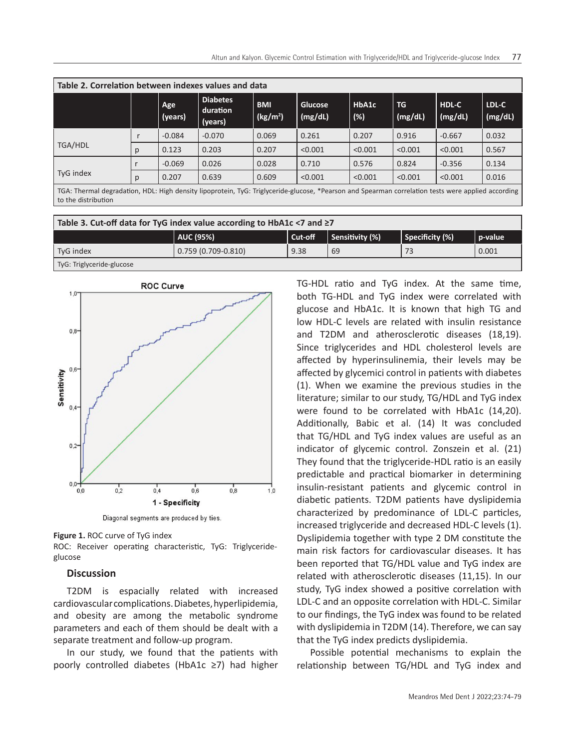**Table 2. Correlation between indexes values and data**

| | | Age (years) | Diabetes duration (years) | BMI ($kg/m^2$) | Glucose (mg/dL) | HbA1c (%) | TG (mg/dL) | HDL-C (mg/dL) | LDL-C (mg/dL) |
|---|---|---|---|---|---|---|---|---|---|
| TGA/HDL | r | -0.084 | -0.070 | 0.069 | 0.261 | 0.207 | 0.916 | -0.667 | 0.032 |
| | p | 0.123 | 0.203 | 0.207 | <0.001 | <0.001 | <0.001 | <0.001 | 0.567 |
| TyG index | r | -0.069 | 0.026 | 0.028 | 0.710 | 0.576 | 0.824 | -0.356 | 0.134 |
| | p | 0.207 | 0.639 | 0.609 | <0.001 | <0.001 | <0.001 | <0.001 | 0.016 |

TGA: Thermal degradation, HDL: High density lipoprotein, TyG: Triglyceride-glucose, *Pearson and Spearman correlation tests were applied according to the distribution

**Table 3. Cut-off data for TyG index according to HbA1c <7 and ≥7**

| | AUC (95%) | Cut-off | Sensitivity (%) | Specificity (%) | p-value |
|---|---|---|---|---|---|
| TyG index | 0.759 (0.709-0.810) | 9.38 | 69 | 73 | 0.001 |

TyG: Triglyceride-glucose

**Figure 1.** ROC curve of TyG index

ROC: Receiver operating characteristic, TyG: Triglyceride-glucose

## Discussion

T2DM is espacially related with increased cardiovascular complications. Diabetes, hyperlipidemia, and obesity are among the metabolic syndrome parameters and each of them should be dealt with a separate treatment and follow-up program.

In our study, we found that the patients with poorly controlled diabetes (HbA1c ≥7) had higher TG-HDL ratio and TyG index. At the same time, both TG-HDL and TyG index were correlated with glucose and HbA1c. It is known that high TG and low HDL-C levels are related with insulin resistance and T2DM and atherosclerotic diseases (18,19). Since triglycerides and HDL cholesterol levels are affected by hyperinsulinemia, their levels may be affected by glycemici control in patients with diabetes (1). When we examine the previous studies in the literature; similar to our study, TG/HDL and TyG index were found to be correlated with HbA1c (14,20). Additionally, Babic et al. (14) It was concluded that TG/HDL and TyG index values are useful as an indicator of glycemic control. Zonszein et al. (21) They found that the triglyceride-HDL ratio is an easily predictable and practical biomarker in determining insulin-resistant patients and glycemic control in diabetic patients. T2DM patients have dyslipidemia characterized by predominance of LDL-C particles, increased triglyceride and decreased HDL-C levels (1). Dyslipidemia together with type 2 DM constitute the main risk factors for cardiovascular diseases. It has been reported that TG/HDL value and TyG index are related with atherosclerotic diseases (11,15). In our study, TyG index showed a positive correlation with LDL-C and an opposite correlation with HDL-C. Similar to our findings, the TyG index was found to be related with dyslipidemia in T2DM (14). Therefore, we can say that the TyG index predicts dyslipidemia.

Possible potential mechanisms to explain the relationship between TG/HDL and TyG index and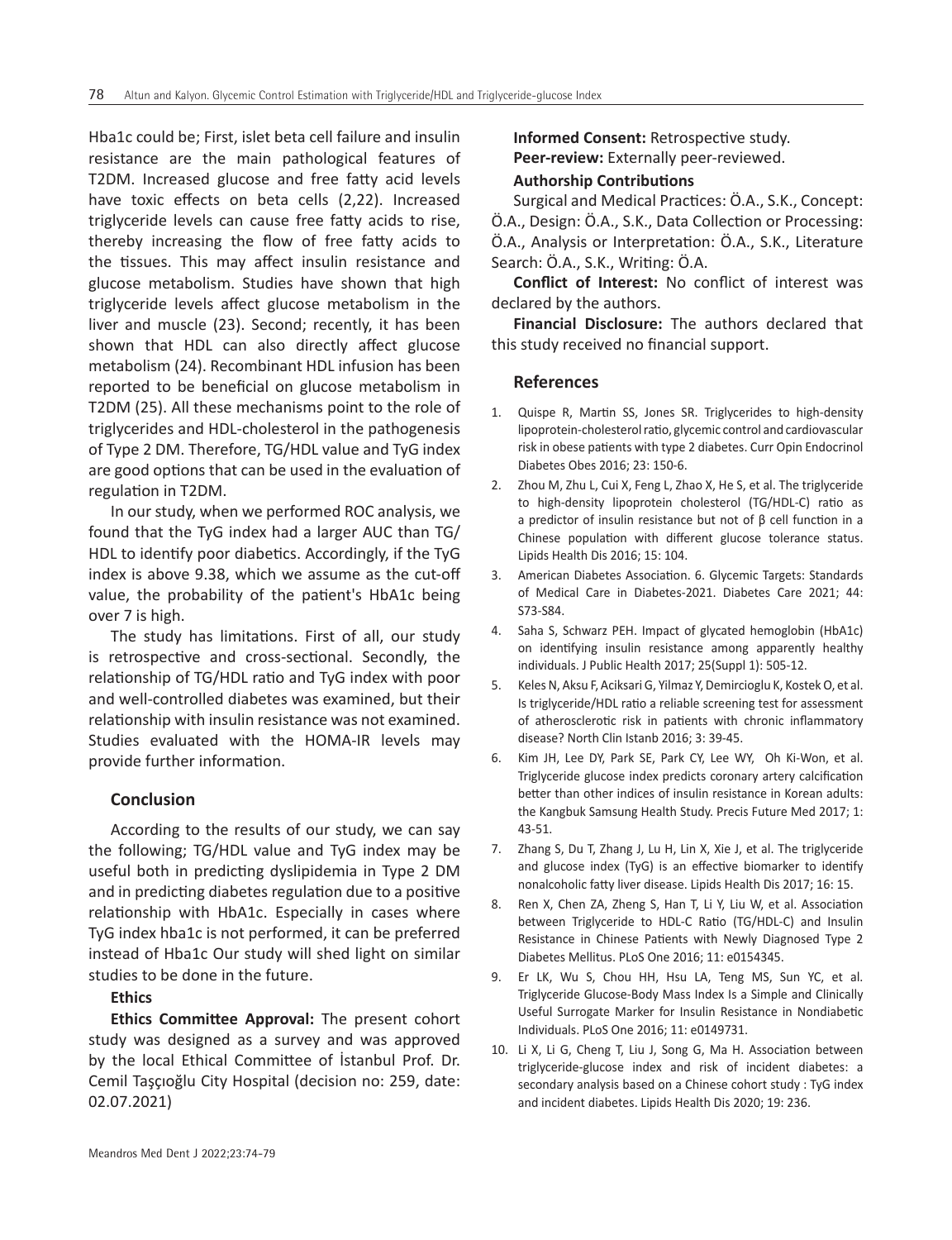Hba1c could be; First, islet beta cell failure and insulin resistance are the main pathological features of T2DM. Increased glucose and free fatty acid levels have toxic effects on beta cells (2,22). Increased triglyceride levels can cause free fatty acids to rise, thereby increasing the flow of free fatty acids to the tissues. This may affect insulin resistance and glucose metabolism. Studies have shown that high triglyceride levels affect glucose metabolism in the liver and muscle (23). Second; recently, it has been shown that HDL can also directly affect glucose metabolism (24). Recombinant HDL infusion has been reported to be beneficial on glucose metabolism in T2DM (25). All these mechanisms point to the role of triglycerides and HDL-cholesterol in the pathogenesis of Type 2 DM. Therefore, TG/HDL value and TyG index are good options that can be used in the evaluation of regulation in T2DM.

In our study, when we performed ROC analysis, we found that the TyG index had a larger AUC than TG/HDL to identify poor diabetics. Accordingly, if the TyG index is above 9.38, which we assume as the cut-off value, the probability of the patient's HbA1c being over 7 is high.

The study has limitations. First of all, our study is retrospective and cross-sectional. Secondly, the relationship of TG/HDL ratio and TyG index with poor and well-controlled diabetes was examined, but their relationship with insulin resistance was not examined. Studies evaluated with the HOMA-IR levels may provide further information.

## Conclusion

According to the results of our study, we can say the following; TG/HDL value and TyG index may be useful both in predicting dyslipidemia in Type 2 DM and in predicting diabetes regulation due to a positive relationship with HbA1c. Especially in cases where TyG index hba1c is not performed, it can be preferred instead of Hba1c Our study will shed light on similar studies to be done in the future.

### Ethics

**Ethics Committee Approval:** The present cohort study was designed as a survey and was approved by the local Ethical Committee of İstanbul Prof. Dr. Cemil Taşçıoğlu City Hospital (decision no: 259, date: 02.07.2021)

**Informed Consent:** Retrospective study.

**Peer-review:** Externally peer-reviewed.

### Authorship Contributions

Surgical and Medical Practices: Ö.A., S.K., Concept: Ö.A., Design: Ö.A., S.K., Data Collection or Processing: Ö.A., Analysis or Interpretation: Ö.A., S.K., Literature Search: Ö.A., S.K., Writing: Ö.A.

**Conflict of Interest:** No conflict of interest was declared by the authors.

**Financial Disclosure:** The authors declared that this study received no financial support.

## References

1. Quispe R, Martin SS, Jones SR. Triglycerides to high-density lipoprotein-cholesterol ratio, glycemic control and cardiovascular risk in obese patients with type 2 diabetes. Curr Opin Endocrinol Diabetes Obes 2016; 23: 150-6.
2. Zhou M, Zhu L, Cui X, Feng L, Zhao X, He S, et al. The triglyceride to high-density lipoprotein cholesterol (TG/HDL-C) ratio as a predictor of insulin resistance but not of β cell function in a Chinese population with different glucose tolerance status. Lipids Health Dis 2016; 15: 104.
3. American Diabetes Association. 6. Glycemic Targets: Standards of Medical Care in Diabetes-2021. Diabetes Care 2021; 44: S73-S84.
4. Saha S, Schwarz PEH. Impact of glycated hemoglobin (HbA1c) on identifying insulin resistance among apparently healthy individuals. J Public Health 2017; 25(Suppl 1): 505-12.
5. Keles N, Aksu F, Aciksari G, Yilmaz Y, Demircioglu K, Kostek O, et al. Is triglyceride/HDL ratio a reliable screening test for assessment of atherosclerotic risk in patients with chronic inflammatory disease? North Clin Istanb 2016; 3: 39-45.
6. Kim JH, Lee DY, Park SE, Park CY, Lee WY, Oh Ki-Won, et al. Triglyceride glucose index predicts coronary artery calcification better than other indices of insulin resistance in Korean adults: the Kangbuk Samsung Health Study. Precis Future Med 2017; 1: 43-51.
7. Zhang S, Du T, Zhang J, Lu H, Lin X, Xie J, et al. The triglyceride and glucose index (TyG) is an effective biomarker to identify nonalcoholic fatty liver disease. Lipids Health Dis 2017; 16: 15.
8. Ren X, Chen ZA, Zheng S, Han T, Li Y, Liu W, et al. Association between Triglyceride to HDL-C Ratio (TG/HDL-C) and Insulin Resistance in Chinese Patients with Newly Diagnosed Type 2 Diabetes Mellitus. PLoS One 2016; 11: e0154345.
9. Er LK, Wu S, Chou HH, Hsu LA, Teng MS, Sun YC, et al. Triglyceride Glucose-Body Mass Index Is a Simple and Clinically Useful Surrogate Marker for Insulin Resistance in Nondiabetic Individuals. PLoS One 2016; 11: e0149731.
10. Li X, Li G, Cheng T, Liu J, Song G, Ma H. Association between triglyceride-glucose index and risk of incident diabetes: a secondary analysis based on a Chinese cohort study : TyG index and incident diabetes. Lipids Health Dis 2020; 19: 236.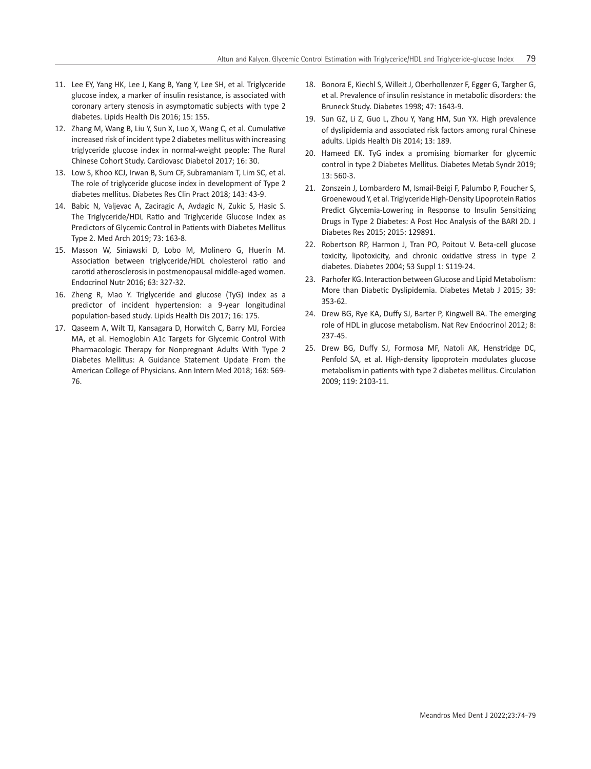11. Lee EY, Yang HK, Lee J, Kang B, Yang Y, Lee SH, et al. Triglyceride glucose index, a marker of insulin resistance, is associated with coronary artery stenosis in asymptomatic subjects with type 2 diabetes. Lipids Health Dis 2016; 15: 155.
12. Zhang M, Wang B, Liu Y, Sun X, Luo X, Wang C, et al. Cumulative increased risk of incident type 2 diabetes mellitus with increasing triglyceride glucose index in normal-weight people: The Rural Chinese Cohort Study. Cardiovasc Diabetol 2017; 16: 30.
13. Low S, Khoo KCJ, Irwan B, Sum CF, Subramaniam T, Lim SC, et al. The role of triglyceride glucose index in development of Type 2 diabetes mellitus. Diabetes Res Clin Pract 2018; 143: 43-9.
14. Babic N, Valjevac A, Zaciragic A, Avdagic N, Zukic S, Hasic S. The Triglyceride/HDL Ratio and Triglyceride Glucose Index as Predictors of Glycemic Control in Patients with Diabetes Mellitus Type 2. Med Arch 2019; 73: 163-8.
15. Masson W, Siniawski D, Lobo M, Molinero G, Huerín M. Association between triglyceride/HDL cholesterol ratio and carotid atherosclerosis in postmenopausal middle-aged women. Endocrinol Nutr 2016; 63: 327-32.
16. Zheng R, Mao Y. Triglyceride and glucose (TyG) index as a predictor of incident hypertension: a 9-year longitudinal population-based study. Lipids Health Dis 2017; 16: 175.
17. Qaseem A, Wilt TJ, Kansagara D, Horwitch C, Barry MJ, Forciea MA, et al. Hemoglobin A1c Targets for Glycemic Control With Pharmacologic Therapy for Nonpregnant Adults With Type 2 Diabetes Mellitus: A Guidance Statement Update From the American College of Physicians. Ann Intern Med 2018; 168: 569-76.
18. Bonora E, Kiechl S, Willeit J, Oberhollenzer F, Egger G, Targher G, et al. Prevalence of insulin resistance in metabolic disorders: the Bruneck Study. Diabetes 1998; 47: 1643-9.
19. Sun GZ, Li Z, Guo L, Zhou Y, Yang HM, Sun YX. High prevalence of dyslipidemia and associated risk factors among rural Chinese adults. Lipids Health Dis 2014; 13: 189.
20. Hameed EK. TyG index a promising biomarker for glycemic control in type 2 Diabetes Mellitus. Diabetes Metab Syndr 2019; 13: 560-3.
21. Zonszein J, Lombardero M, Ismail-Beigi F, Palumbo P, Foucher S, Groenewoud Y, et al. Triglyceride High-Density Lipoprotein Ratios Predict Glycemia-Lowering in Response to Insulin Sensitizing Drugs in Type 2 Diabetes: A Post Hoc Analysis of the BARI 2D. J Diabetes Res 2015; 2015: 129891.
22. Robertson RP, Harmon J, Tran PO, Poitout V. Beta-cell glucose toxicity, lipotoxicity, and chronic oxidative stress in type 2 diabetes. Diabetes 2004; 53 Suppl 1: S119-24.
23. Parhofer KG. Interaction between Glucose and Lipid Metabolism: More than Diabetic Dyslipidemia. Diabetes Metab J 2015; 39: 353-62.
24. Drew BG, Rye KA, Duffy SJ, Barter P, Kingwell BA. The emerging role of HDL in glucose metabolism. Nat Rev Endocrinol 2012; 8: 237-45.
25. Drew BG, Duffy SJ, Formosa MF, Natoli AK, Henstridge DC, Penfold SA, et al. High-density lipoprotein modulates glucose metabolism in patients with type 2 diabetes mellitus. Circulation 2009; 119: 2103-11.